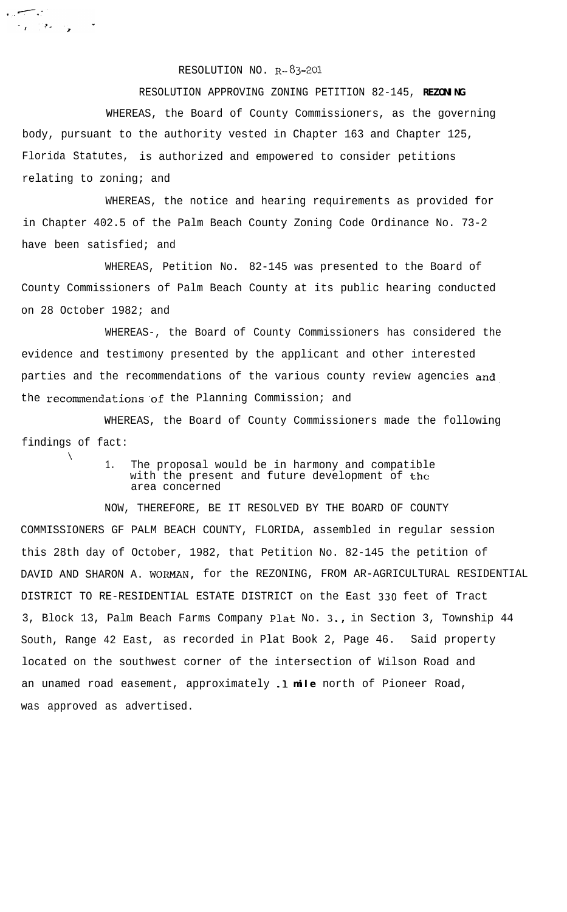RESOLUTION NO. R-83-201

RESOLUTION APPROVING ZONING PETITION 82-145, **REZONING**

WHEREAS, the Board of County Commissioners, as the governing body, pursuant to the authority vested in Chapter 163 and Chapter 125, Florida Statutes, is authorized and empowered to consider petitions relating to zoning; and

WHEREAS, the notice and hearing requirements as provided for in Chapter 402.5 of the Palm Beach County Zoning Code Ordinance No. 73-2 have been satisfied; and

WHEREAS, Petition No. 82-145 was presented to the Board of County Commissioners of Palm Beach County at its public hearing conducted on 28 October 1982; and

WHEREAS-, the Board of County Commissioners has considered the evidence and testimony presented by the applicant and other interested parties and the recommendations of the various county review agencies and the recommendations of the Planning Commission; and

WHEREAS, the Board of County Commissioners made the following findings of fact:

1. The proposal would be in harmony and compatible with the present and future development of the area concerned

NOW, THEREFORE, BE IT RESOLVED BY THE BOARD OF COUNTY COMMISSIONERS GF PALM BEACH COUNTY, FLORIDA, assembled in regular session this 28th day of October, 1982, that Petition No. 82-145 the petition of DAVID AND SHARON A. WORMAN, for the REZONING, FROM AR-AGRICULTURAL RESIDENTIAL DISTRICT TO RE-RESIDENTIAL ESTATE DISTRICT on the East 330 feet of Tract 3, Block 13, Palm Beach Farms Company Plat No. 3., in Section 3, Township 44 South, Range 42 East, as recorded in Plat Book 2, Page 46. Said property located on the southwest corner of the intersection of Wilson Road and an unamed road easement, approximately .1 **mile** north of Pioneer Road, was approved as advertised.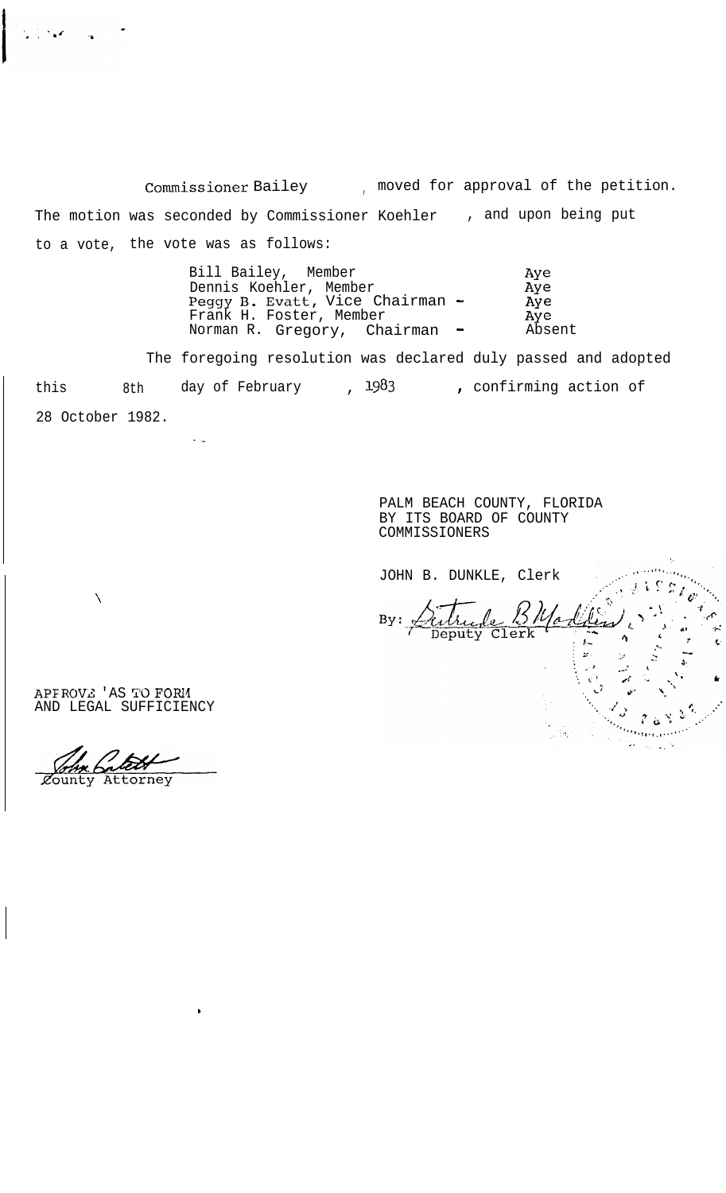Commissioner Bailey , moved for approval of the petition. The motion was seconded by Commissioner Koehler , and upon being put to a vote, the vote was as follows:

| | |
|---|---|
| Bill Bailey, Member | Aye |
| Dennis Koehler, Member | Aye |
| Peggy B. Evatt, Vice Chairman - | Aye |
| Frank H. Foster, Member | Aye |
| Norman R. Gregory, Chairman - | Absent |

The foregoing resolution was declared duly passed and adopted this 8th day of February , 1983 , confirming action of 28 October 1982.

PALM BEACH COUNTY, FLORIDA
BY ITS BOARD OF COUNTY
COMMISSIONERS

JOHN B. DUNKLE, Clerk

By: Gertrude B. Madden
Deputy Clerk

APPROVED AS TO FORM
AND LEGAL SUFFICIENCY

County Attorney